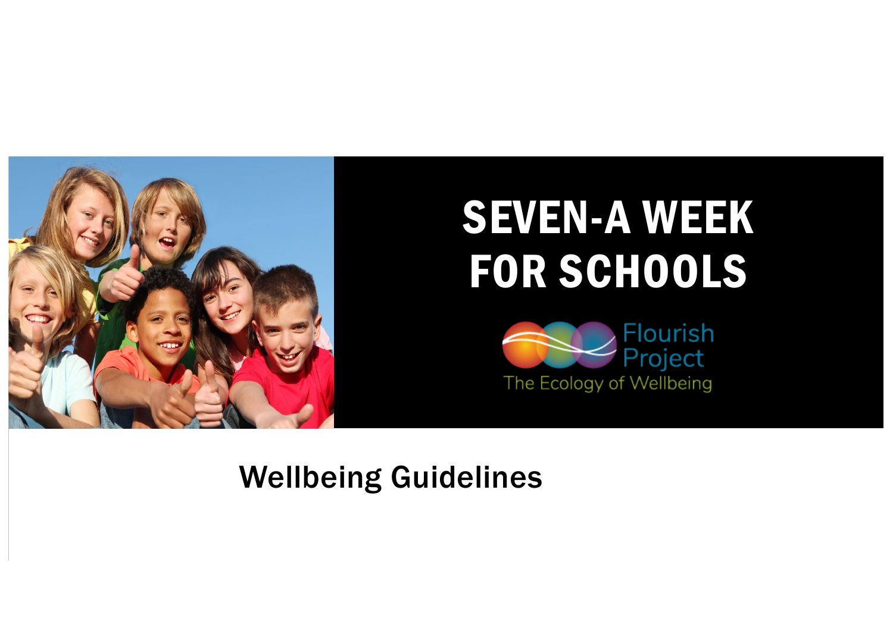# SEVEN-A WEEK FOR SCHOOLS

Flourish Project

The Ecology of Wellbeing

## Wellbeing Guidelines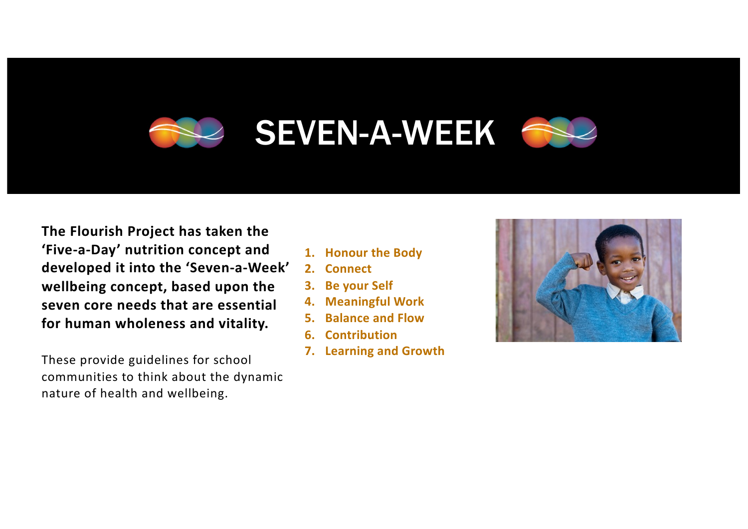# SEVEN-A-WEEK

**The Flourish Project has taken the 'Five-a-Day' nutrition concept and developed it into the 'Seven-a-Week' wellbeing concept, based upon the seven core needs that are essential for human wholeness and vitality.**

These provide guidelines for school communities to think about the dynamic nature of health and wellbeing.

1. **Honour the Body**
2. **Connect**
3. **Be your Self**
4. **Meaningful Work**
5. **Balance and Flow**
6. **Contribution**
7. **Learning and Growth**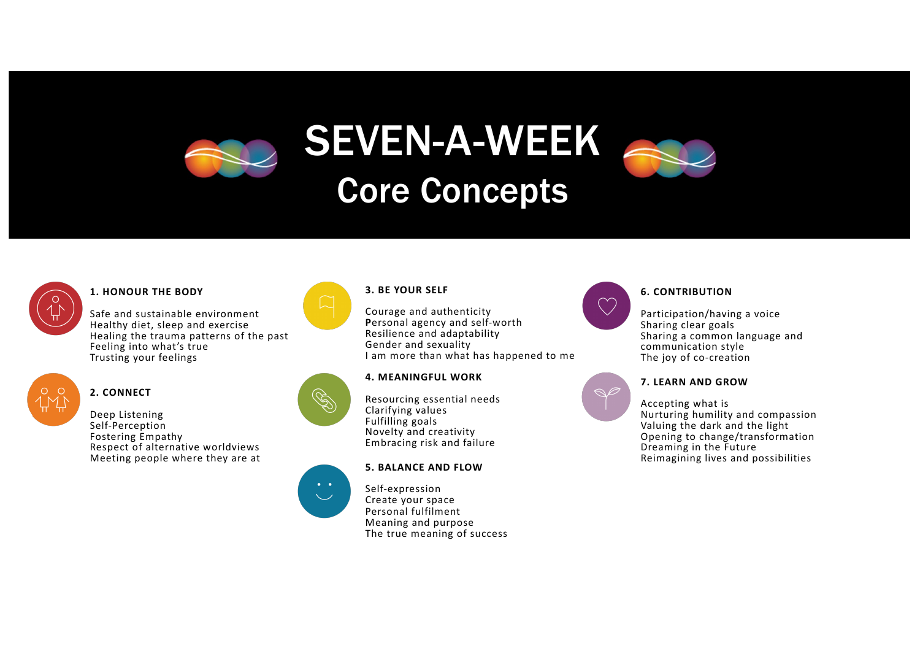# SEVEN-A-WEEK

## Core Concepts

### 1. HONOUR THE BODY

Safe and sustainable environment
Healthy diet, sleep and exercise
Healing the trauma patterns of the past
Feeling into what's true
Trusting your feelings

### 2. CONNECT

Deep Listening
Self-Perception
Fostering Empathy
Respect of alternative worldviews
Meeting people where they are at

### 3. BE YOUR SELF

Courage and authenticity
**P**ersonal agency and self-worth
Resilience and adaptability
Gender and sexuality
I am more than what has happened to me

### 4. MEANINGFUL WORK

Resourcing essential needs
Clarifying values
Fulfilling goals
Novelty and creativity
Embracing risk and failure

### 5. BALANCE AND FLOW

Self-expression
Create your space
Personal fulfilment
Meaning and purpose
The true meaning of success

### 6. CONTRIBUTION

Participation/having a voice
Sharing clear goals
Sharing a common language and communication style
The joy of co-creation

### 7. LEARN AND GROW

Accepting what is
Nurturing humility and compassion
Valuing the dark and the light
Opening to change/transformation
Dreaming in the Future
Reimagining lives and possibilities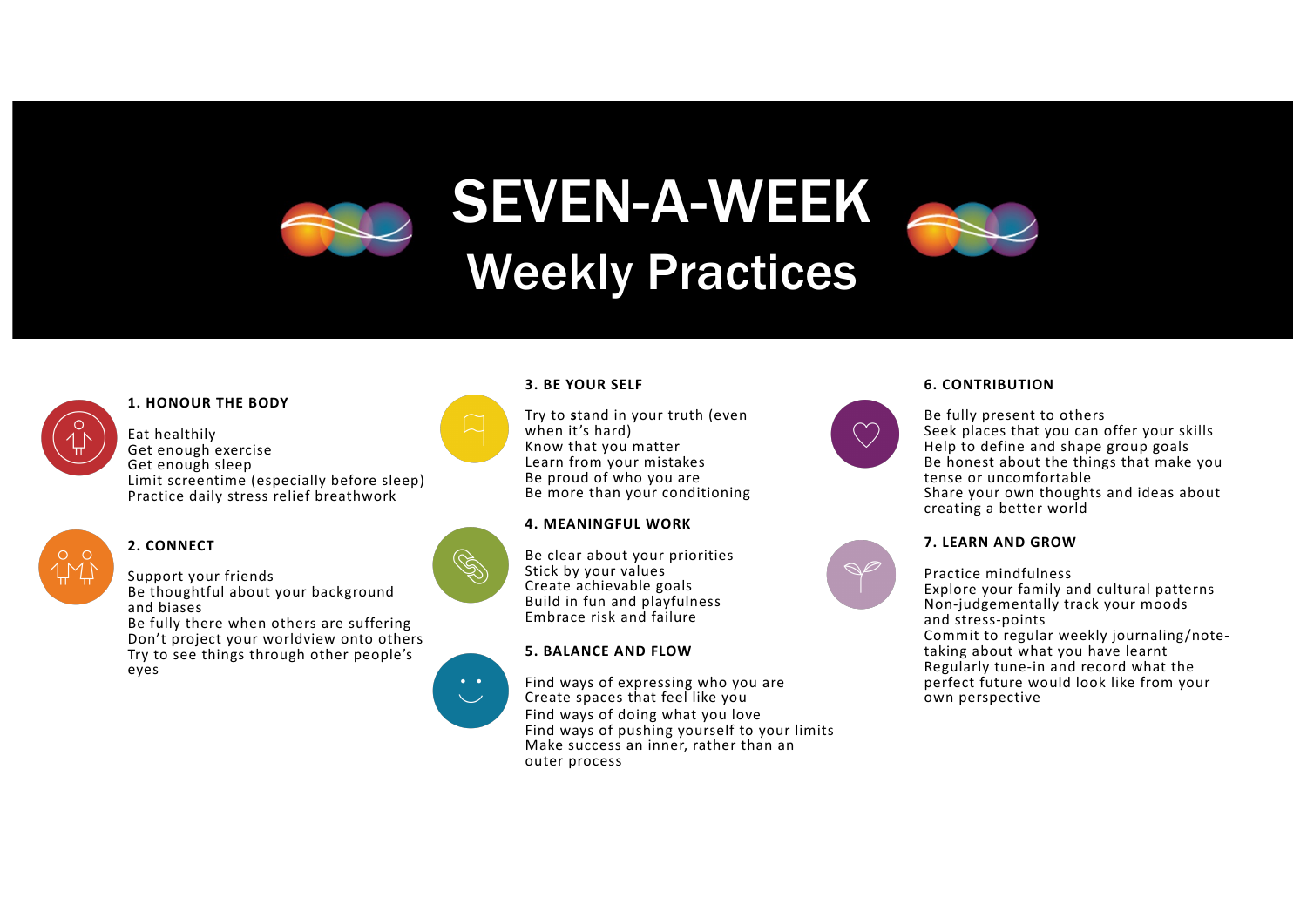# SEVEN-A-WEEK

## Weekly Practices

### 1. HONOUR THE BODY

Eat healthily
Get enough exercise
Get enough sleep
Limit screentime (especially before sleep)
Practice daily stress relief breathwork

### 2. CONNECT

Support your friends
Be thoughtful about your background and biases
Be fully there when others are suffering
Don't project your worldview onto others
Try to see things through other people's eyes

### 3. BE YOUR SELF

Try to stand in your truth (even when it's hard)
Know that you matter
Learn from your mistakes
Be proud of who you are
Be more than your conditioning

### 4. MEANINGFUL WORK

Be clear about your priorities
Stick by your values
Create achievable goals
Build in fun and playfulness
Embrace risk and failure

### 5. BALANCE AND FLOW

Find ways of expressing who you are
Create spaces that feel like you
Find ways of doing what you love
Find ways of pushing yourself to your limits
Make success an inner, rather than an outer process

### 6. CONTRIBUTION

Be fully present to others
Seek places that you can offer your skills
Help to define and shape group goals
Be honest about the things that make you tense or uncomfortable
Share your own thoughts and ideas about creating a better world

### 7. LEARN AND GROW

Practice mindfulness
Explore your family and cultural patterns
Non-judgementally track your moods and stress-points
Commit to regular weekly journaling/note-taking about what you have learnt
Regularly tune-in and record what the perfect future would look like from your own perspective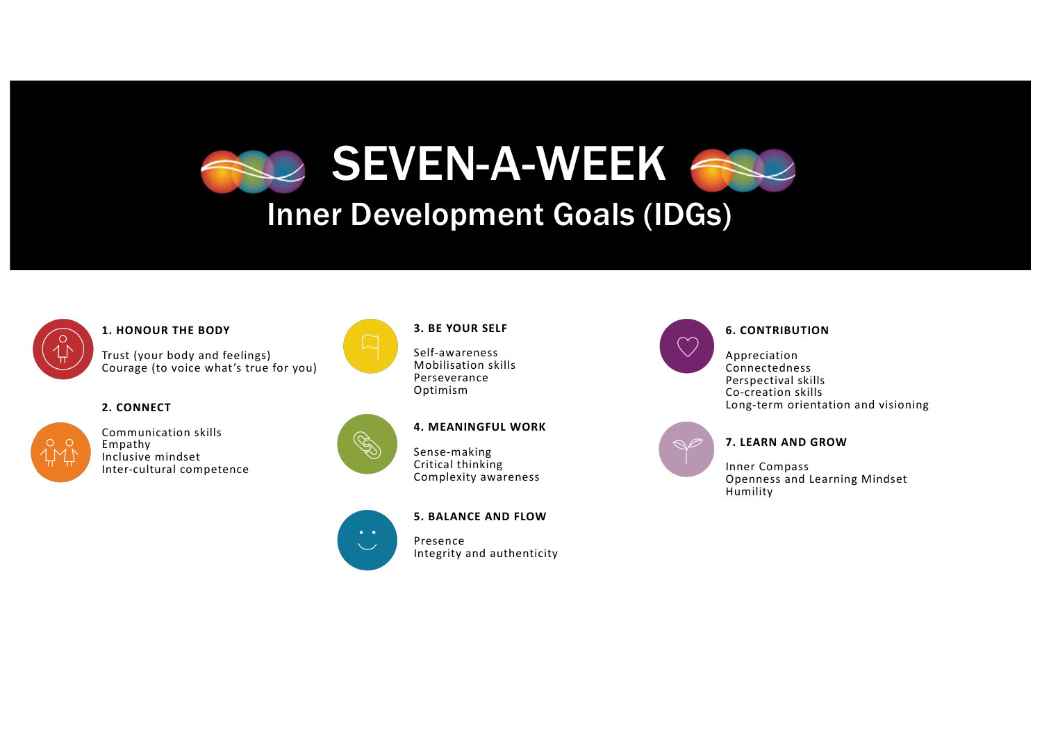# SEVEN-A-WEEK

## Inner Development Goals (IDGs)

### 1. HONOUR THE BODY

Trust (your body and feelings)
Courage (to voice what's true for you)

### 2. CONNECT

Communication skills
Empathy
Inclusive mindset
Inter-cultural competence

### 3. BE YOUR SELF

Self-awareness
Mobilisation skills
Perseverance
Optimism

### 4. MEANINGFUL WORK

Sense-making
Critical thinking
Complexity awareness

### 5. BALANCE AND FLOW

Presence
Integrity and authenticity

### 6. CONTRIBUTION

Appreciation
Connectedness
Perspectival skills
Co-creation skills
Long-term orientation and visioning

### 7. LEARN AND GROW

Inner Compass
Openness and Learning Mindset
Humility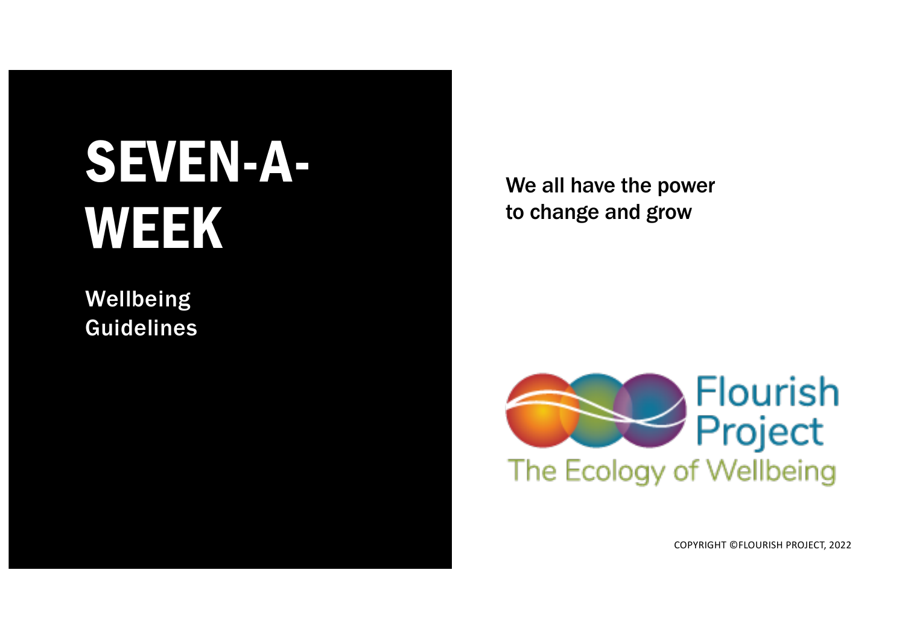# SEVEN-A-WEEK

Wellbeing Guidelines

We all have the power to change and grow

Flourish Project

The Ecology of Wellbeing

COPYRIGHT ©FLOURISH PROJECT, 2022